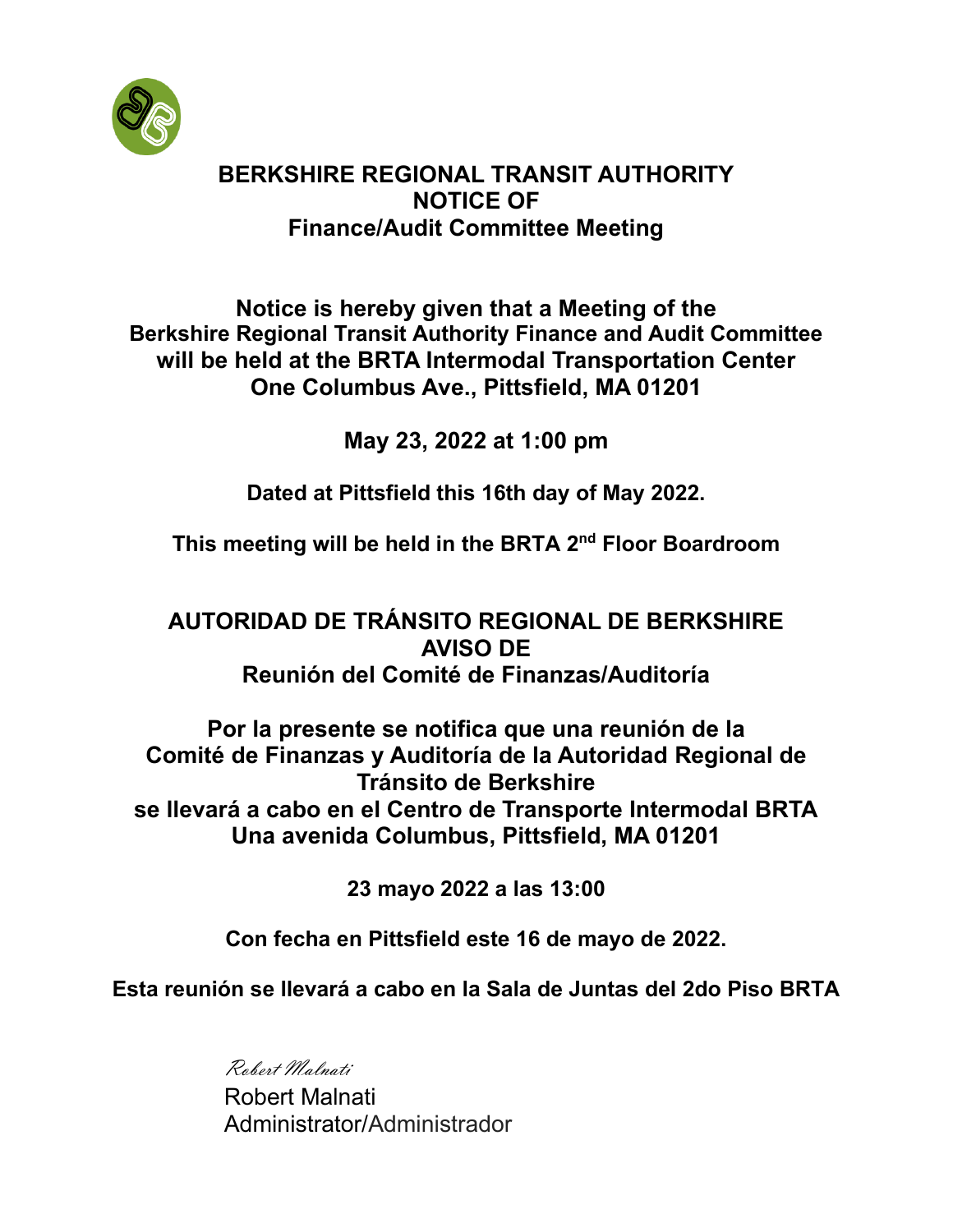# BERKSHIRE REGIONAL TRANSIT AUTHORITY
# NOTICE OF
# Finance/Audit Committee Meeting

**Notice is hereby given that a Meeting of the**
**Berkshire Regional Transit Authority Finance and Audit Committee**
**will be held at the BRTA Intermodal Transportation Center**
**One Columbus Ave., Pittsfield, MA 01201**

**May 23, 2022 at 1:00 pm**

**Dated at Pittsfield this 16th day of May 2022.**

**This meeting will be held in the BRTA 2nd Floor Boardroom**

# AUTORIDAD DE TRÁNSITO REGIONAL DE BERKSHIRE
# AVISO DE
# Reunión del Comité de Finanzas/Auditoría

**Por la presente se notifica que una reunión de la**
**Comité de Finanzas y Auditoría de la Autoridad Regional de Tránsito de Berkshire**
**se llevará a cabo en el Centro de Transporte Intermodal BRTA**
**Una avenida Columbus, Pittsfield, MA 01201**

**23 mayo 2022 a las 13:00**

**Con fecha en Pittsfield este 16 de mayo de 2022.**

**Esta reunión se llevará a cabo en la Sala de Juntas del 2do Piso BRTA**

*Robert Malnati*
Robert Malnati
Administrator/Administrador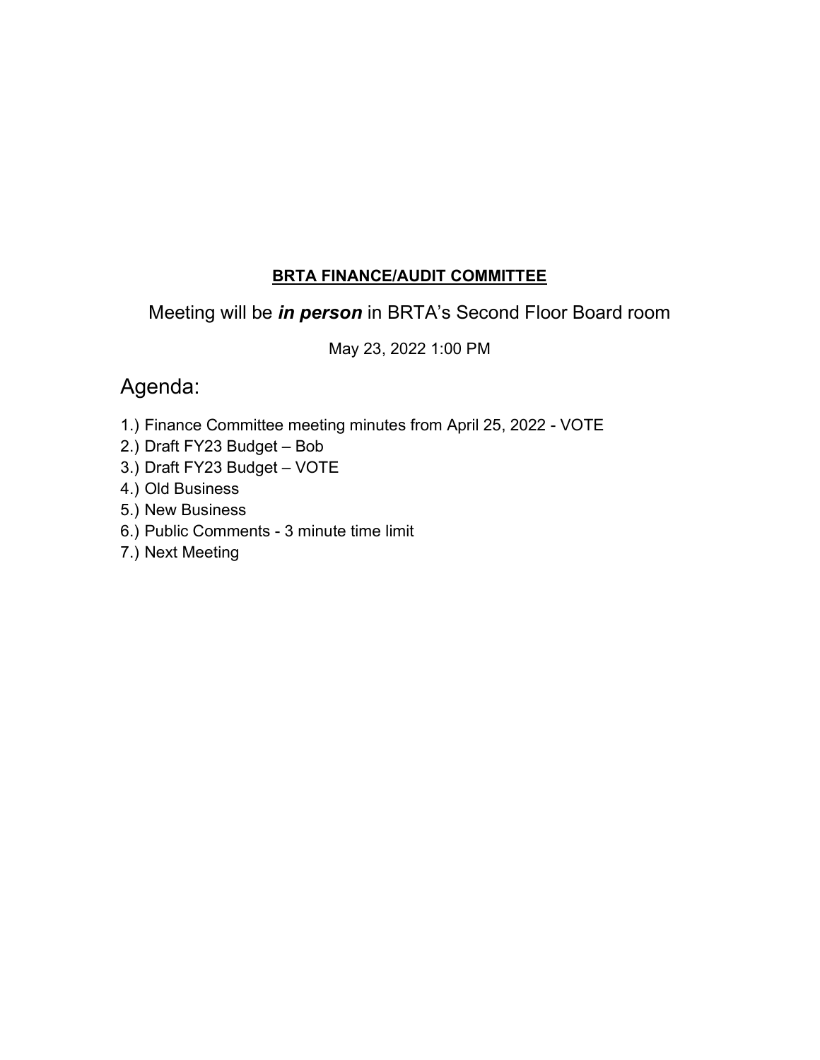**BRTA FINANCE/AUDIT COMMITTEE**

Meeting will be ***in person*** in BRTA's Second Floor Board room

May 23, 2022 1:00 PM

# Agenda:

1.) Finance Committee meeting minutes from April 25, 2022 - VOTE
2.) Draft FY23 Budget – Bob
3.) Draft FY23 Budget – VOTE
4.) Old Business
5.) New Business
6.) Public Comments - 3 minute time limit
7.) Next Meeting